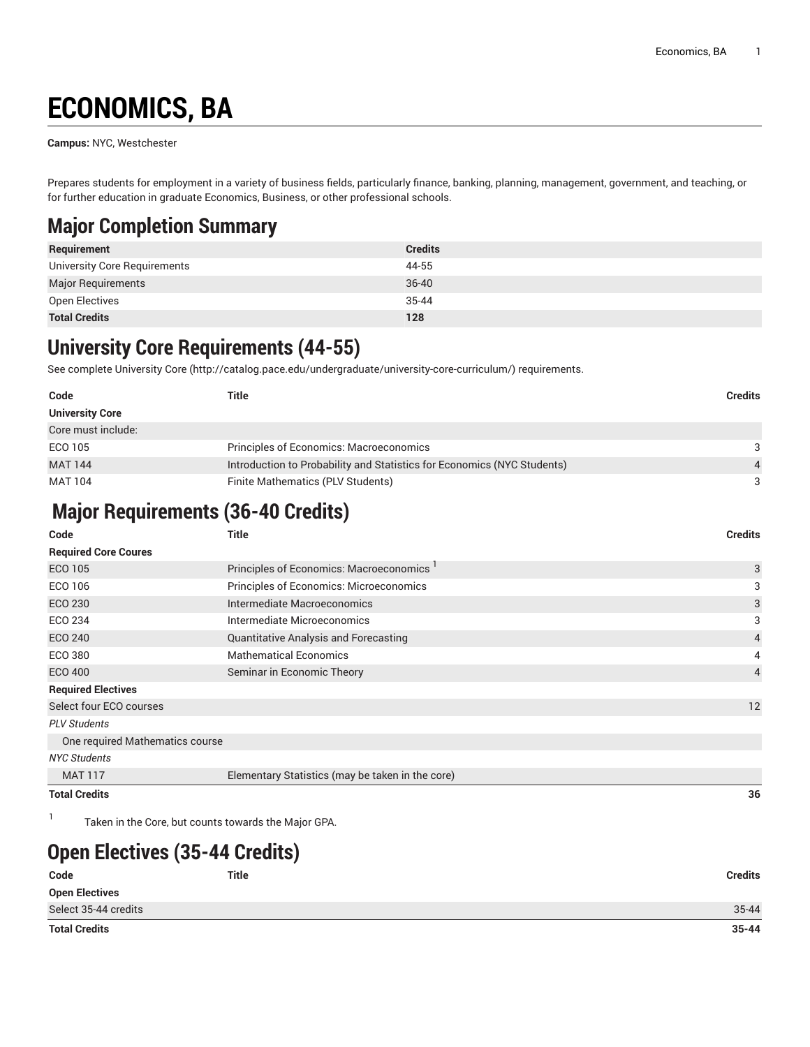# ECONOMICS, BA

**Campus:** NYC, Westchester

Prepares students for employment in a variety of business fields, particularly finance, banking, planning, management, government, and teaching, or for further education in graduate Economics, Business, or other professional schools.

## Major Completion Summary

| Requirement | Credits |
|---|---|
| University Core Requirements | 44-55 |
| Major Requirements | 36-40 |
| Open Electives | 35-44 |
| **Total Credits** | **128** |

## University Core Requirements (44-55)

See complete University Core (http://catalog.pace.edu/undergraduate/university-core-curriculum/) requirements.

| Code | Title | Credits |
|---|---|---|
| **University Core** | | |
| Core must include: | | |
| ECO 105 | Principles of Economics: Macroeconomics | 3 |
| MAT 144 | Introduction to Probability and Statistics for Economics (NYC Students) | 4 |
| MAT 104 | Finite Mathematics (PLV Students) | 3 |

## Major Requirements (36-40 Credits)

| Code | Title | Credits |
|---|---|---|
| **Required Core Coures** | | |
| ECO 105 | Principles of Economics: Macroeconomics [1] | 3 |
| ECO 106 | Principles of Economics: Microeconomics | 3 |
| ECO 230 | Intermediate Macroeconomics | 3 |
| ECO 234 | Intermediate Microeconomics | 3 |
| ECO 240 | Quantitative Analysis and Forecasting | 4 |
| ECO 380 | Mathematical Economics | 4 |
| ECO 400 | Seminar in Economic Theory | 4 |
| **Required Electives** | | |
| Select four ECO courses | | 12 |
| *PLV Students* | | |
| One required Mathematics course | | |
| *NYC Students* | | |
| MAT 117 | Elementary Statistics (may be taken in the core) | |
| **Total Credits** | | **36** |

[1] Taken in the Core, but counts towards the Major GPA.

## Open Electives (35-44 Credits)

| Code | Title | Credits |
|---|---|---|
| **Open Electives** | | |
| Select 35-44 credits | | 35-44 |
| **Total Credits** | | **35-44** |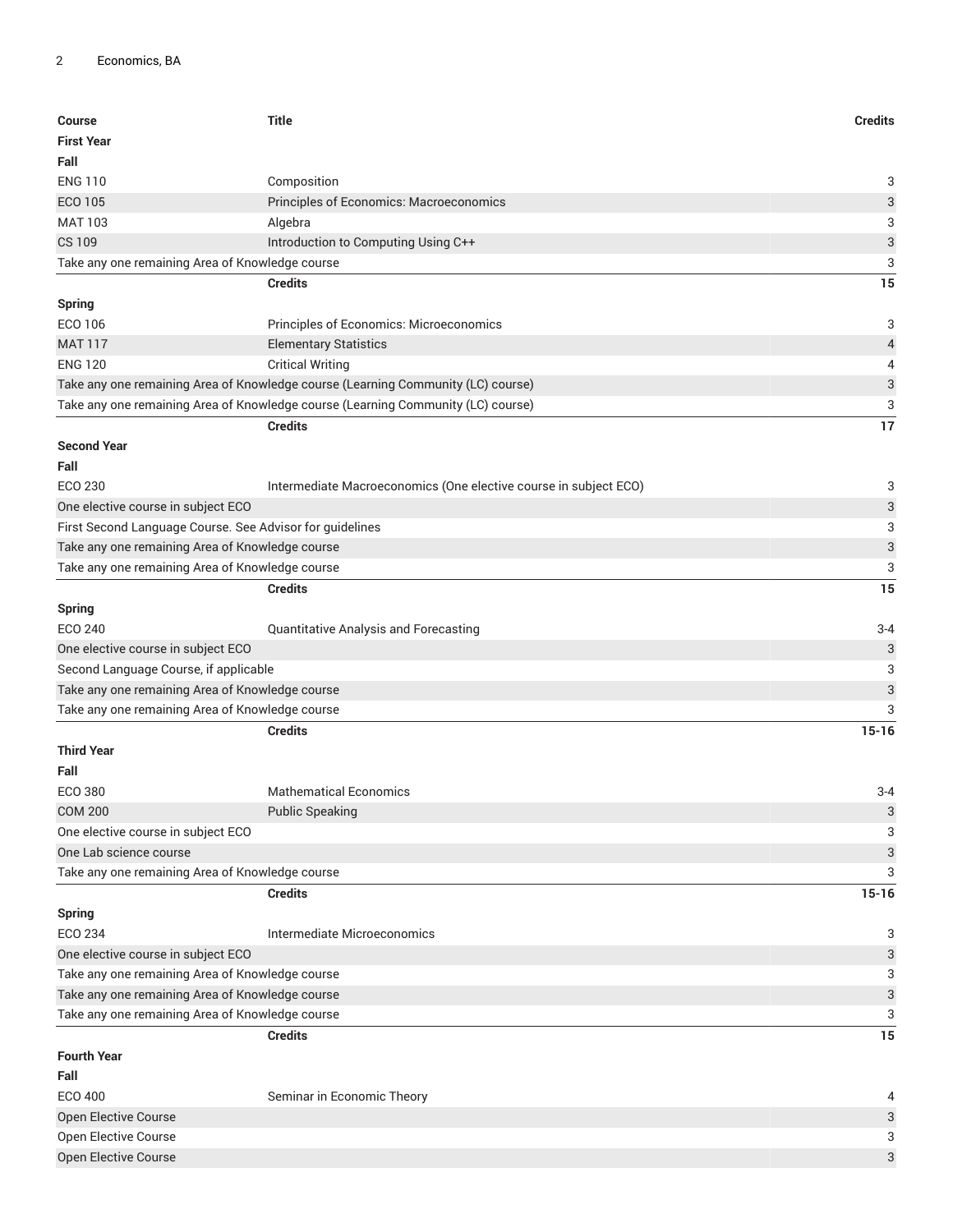| Course | Title | Credits |
| --- | --- | --- |
| **First Year** | | |
| **Fall** | | |
| ENG 110 | Composition | 3 |
| ECO 105 | Principles of Economics: Macroeconomics | 3 |
| MAT 103 | Algebra | 3 |
| CS 109 | Introduction to Computing Using C++ | 3 |
| Take any one remaining Area of Knowledge course | | 3 |
| | **Credits** | **15** |
| **Spring** | | |
| ECO 106 | Principles of Economics: Microeconomics | 3 |
| MAT 117 | Elementary Statistics | 4 |
| ENG 120 | Critical Writing | 4 |
| Take any one remaining Area of Knowledge course (Learning Community (LC) course) | | 3 |
| Take any one remaining Area of Knowledge course (Learning Community (LC) course) | | 3 |
| | **Credits** | **17** |
| **Second Year** | | |
| **Fall** | | |
| ECO 230 | Intermediate Macroeconomics (One elective course in subject ECO) | 3 |
| One elective course in subject ECO | | 3 |
| First Second Language Course. See Advisor for guidelines | | 3 |
| Take any one remaining Area of Knowledge course | | 3 |
| Take any one remaining Area of Knowledge course | | 3 |
| | **Credits** | **15** |
| **Spring** | | |
| ECO 240 | Quantitative Analysis and Forecasting | 3-4 |
| One elective course in subject ECO | | 3 |
| Second Language Course, if applicable | | 3 |
| Take any one remaining Area of Knowledge course | | 3 |
| Take any one remaining Area of Knowledge course | | 3 |
| | **Credits** | **15-16** |
| **Third Year** | | |
| **Fall** | | |
| ECO 380 | Mathematical Economics | 3-4 |
| COM 200 | Public Speaking | 3 |
| One elective course in subject ECO | | 3 |
| One Lab science course | | 3 |
| Take any one remaining Area of Knowledge course | | 3 |
| | **Credits** | **15-16** |
| **Spring** | | |
| ECO 234 | Intermediate Microeconomics | 3 |
| One elective course in subject ECO | | 3 |
| Take any one remaining Area of Knowledge course | | 3 |
| Take any one remaining Area of Knowledge course | | 3 |
| Take any one remaining Area of Knowledge course | | 3 |
| | **Credits** | **15** |
| **Fourth Year** | | |
| **Fall** | | |
| ECO 400 | Seminar in Economic Theory | 4 |
| Open Elective Course | | 3 |
| Open Elective Course | | 3 |
| Open Elective Course | | 3 |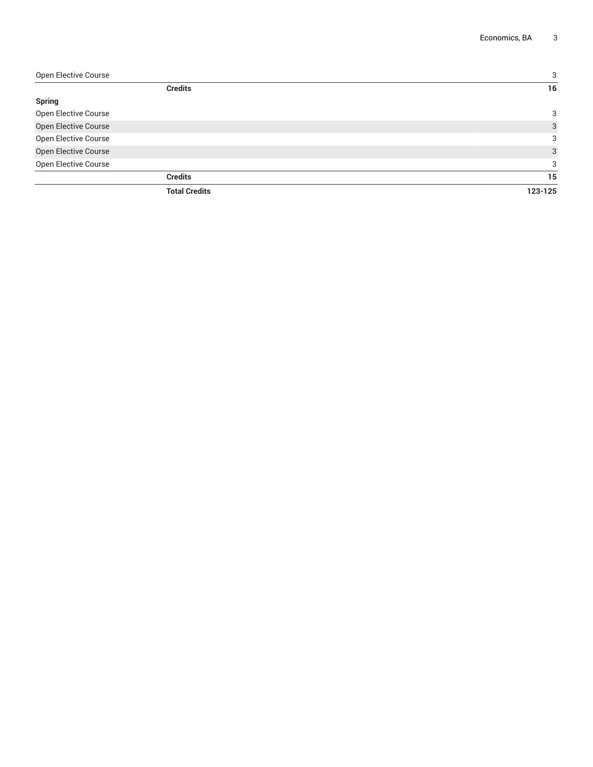| | | |
|---|---|---|
| Open Elective Course | | 3 |
| | **Credits** | **16** |
| **Spring** | | |
| Open Elective Course | | 3 |
| Open Elective Course | | 3 |
| Open Elective Course | | 3 |
| Open Elective Course | | 3 |
| Open Elective Course | | 3 |
| | **Credits** | **15** |
| | **Total Credits** | **123-125** |